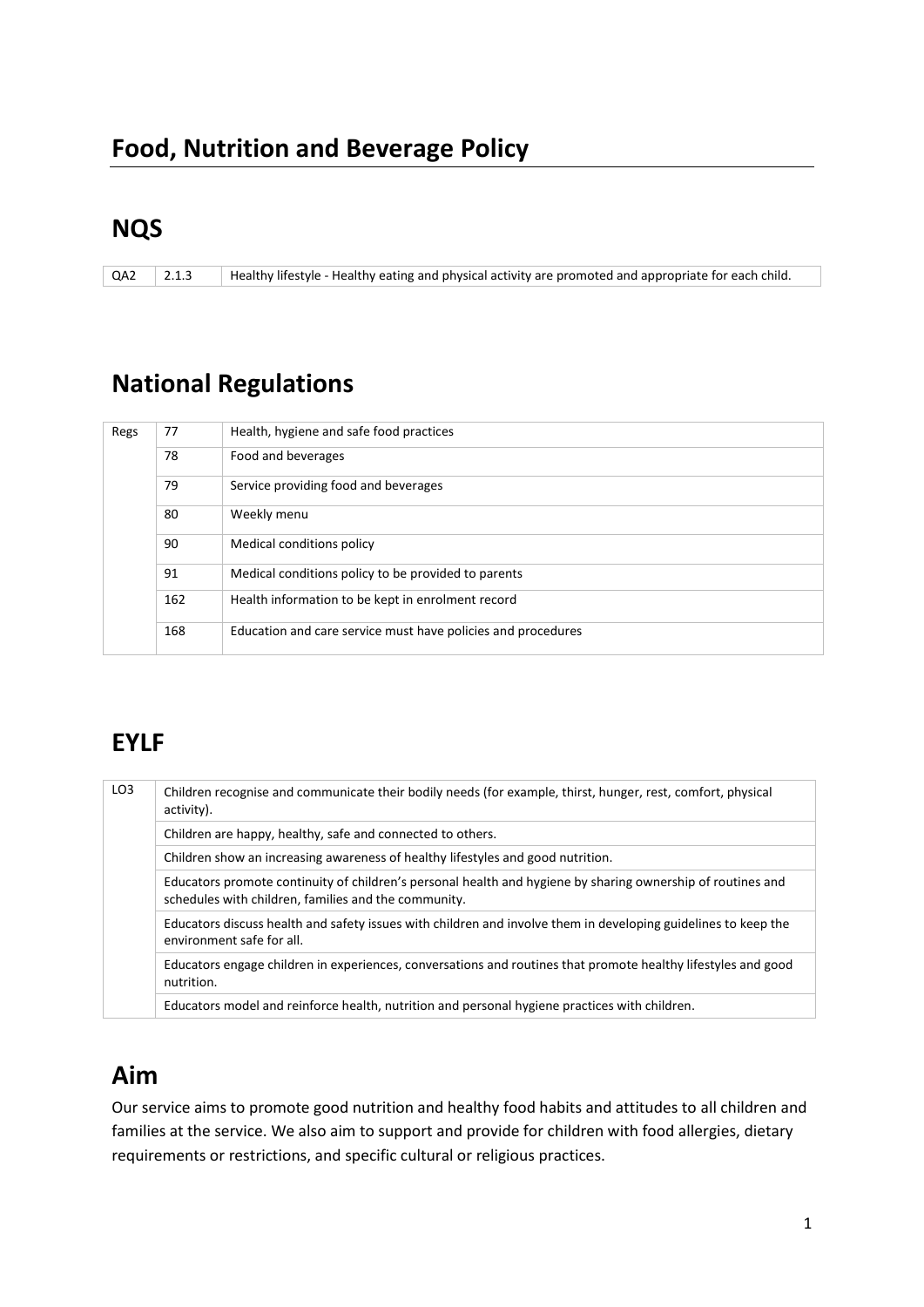# Food, Nutrition and Beverage Policy

## NQS

| | | |
|---|---|---|
| QA2 | 2.1.3 | Healthy lifestyle - Healthy eating and physical activity are promoted and appropriate for each child. |

## National Regulations

| | | |
|---|---|---|
| Regs | 77 | Health, hygiene and safe food practices |
| | 78 | Food and beverages |
| | 79 | Service providing food and beverages |
| | 80 | Weekly menu |
| | 90 | Medical conditions policy |
| | 91 | Medical conditions policy to be provided to parents |
| | 162 | Health information to be kept in enrolment record |
| | 168 | Education and care service must have policies and procedures |

## EYLF

| | |
|---|---|
| LO3 | Children recognise and communicate their bodily needs (for example, thirst, hunger, rest, comfort, physical activity). |
| | Children are happy, healthy, safe and connected to others. |
| | Children show an increasing awareness of healthy lifestyles and good nutrition. |
| | Educators promote continuity of children's personal health and hygiene by sharing ownership of routines and schedules with children, families and the community. |
| | Educators discuss health and safety issues with children and involve them in developing guidelines to keep the environment safe for all. |
| | Educators engage children in experiences, conversations and routines that promote healthy lifestyles and good nutrition. |
| | Educators model and reinforce health, nutrition and personal hygiene practices with children. |

## Aim

Our service aims to promote good nutrition and healthy food habits and attitudes to all children and families at the service. We also aim to support and provide for children with food allergies, dietary requirements or restrictions, and specific cultural or religious practices.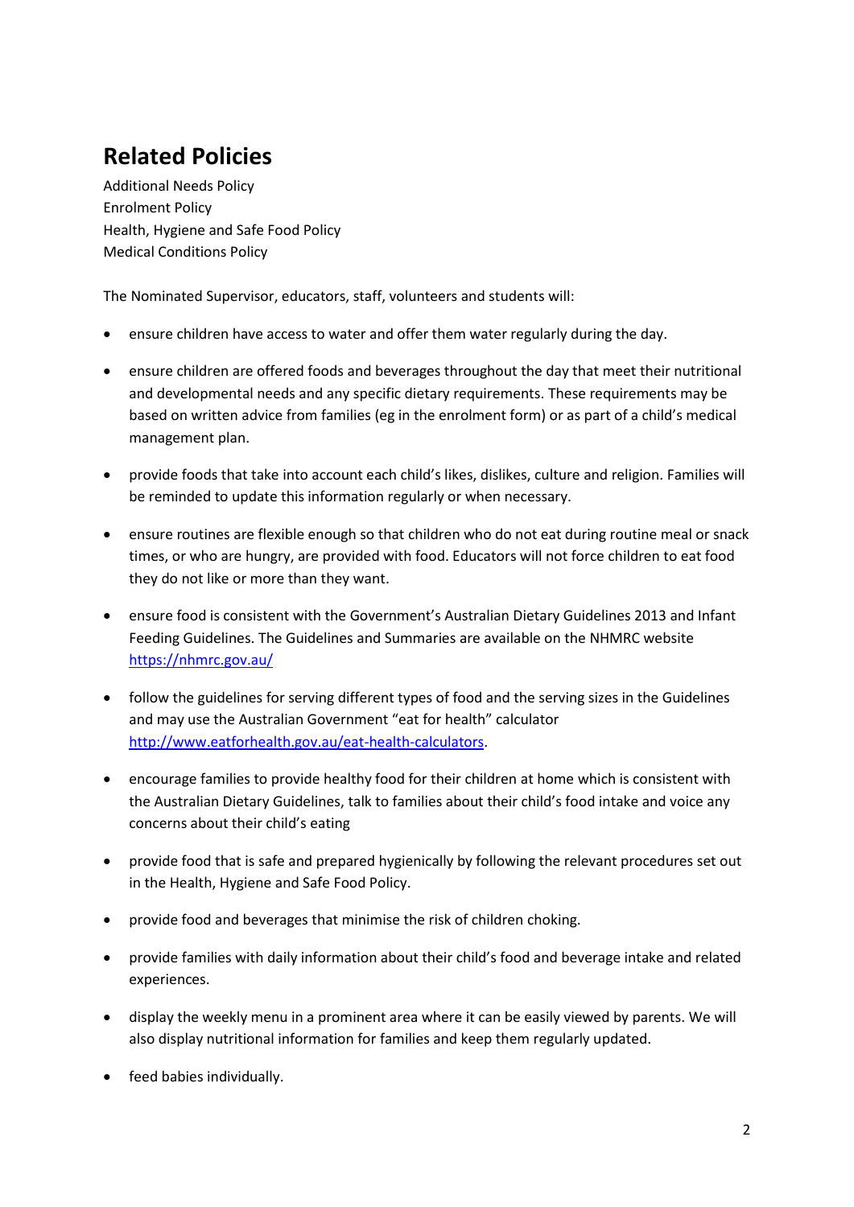## Related Policies

Additional Needs Policy
Enrolment Policy
Health, Hygiene and Safe Food Policy
Medical Conditions Policy

The Nominated Supervisor, educators, staff, volunteers and students will:

- ensure children have access to water and offer them water regularly during the day.
- ensure children are offered foods and beverages throughout the day that meet their nutritional and developmental needs and any specific dietary requirements. These requirements may be based on written advice from families (eg in the enrolment form) or as part of a child's medical management plan.
- provide foods that take into account each child's likes, dislikes, culture and religion. Families will be reminded to update this information regularly or when necessary.
- ensure routines are flexible enough so that children who do not eat during routine meal or snack times, or who are hungry, are provided with food. Educators will not force children to eat food they do not like or more than they want.
- ensure food is consistent with the Government's Australian Dietary Guidelines 2013 and Infant Feeding Guidelines. The Guidelines and Summaries are available on the NHMRC website [https://nhmrc.gov.au/](https://nhmrc.gov.au/)
- follow the guidelines for serving different types of food and the serving sizes in the Guidelines and may use the Australian Government "eat for health" calculator [http://www.eatforhealth.gov.au/eat-health-calculators](http://www.eatforhealth.gov.au/eat-health-calculators).
- encourage families to provide healthy food for their children at home which is consistent with the Australian Dietary Guidelines, talk to families about their child's food intake and voice any concerns about their child's eating
- provide food that is safe and prepared hygienically by following the relevant procedures set out in the Health, Hygiene and Safe Food Policy.
- provide food and beverages that minimise the risk of children choking.
- provide families with daily information about their child's food and beverage intake and related experiences.
- display the weekly menu in a prominent area where it can be easily viewed by parents. We will also display nutritional information for families and keep them regularly updated.
- feed babies individually.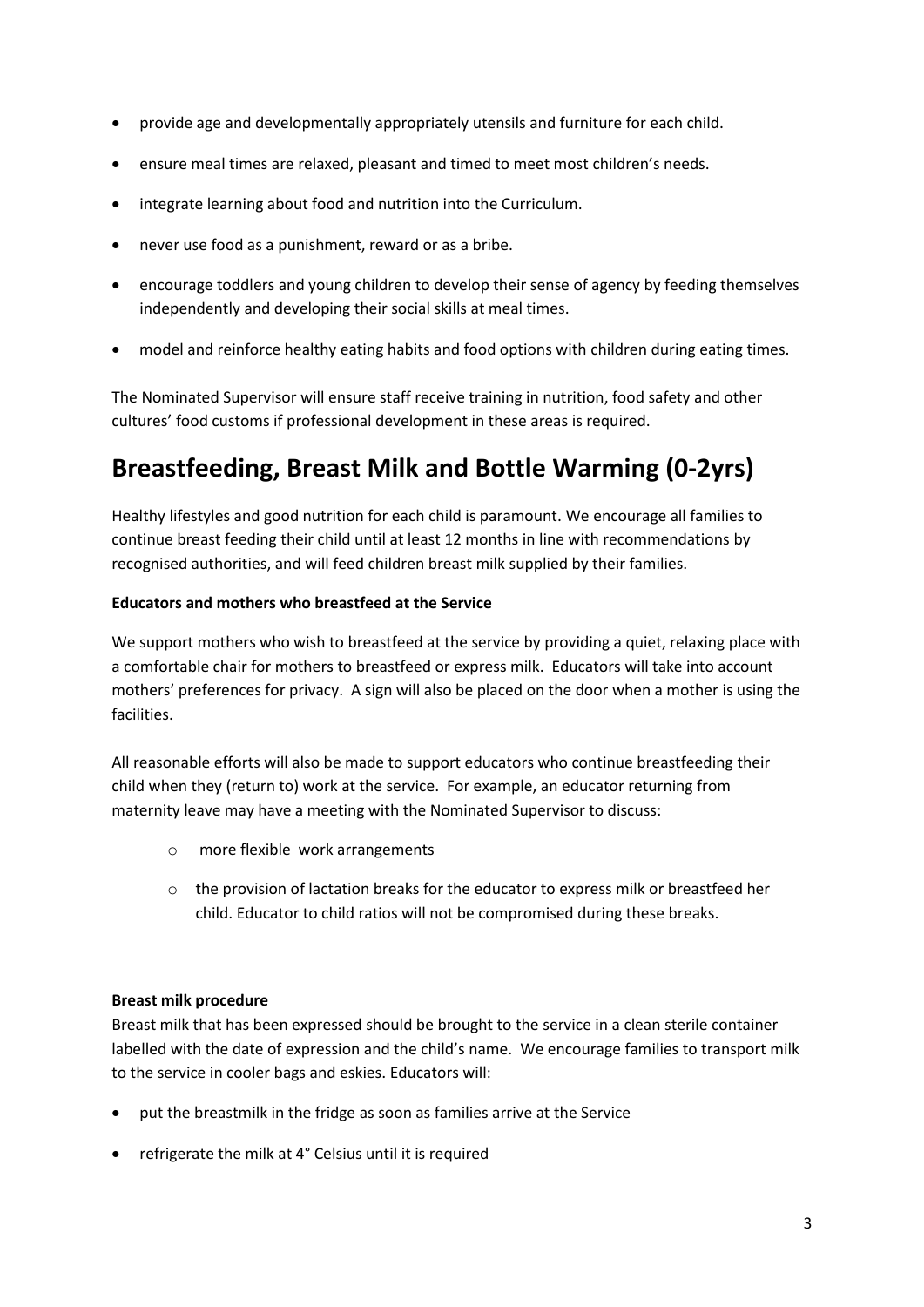- provide age and developmentally appropriately utensils and furniture for each child.
- ensure meal times are relaxed, pleasant and timed to meet most children's needs.
- integrate learning about food and nutrition into the Curriculum.
- never use food as a punishment, reward or as a bribe.
- encourage toddlers and young children to develop their sense of agency by feeding themselves independently and developing their social skills at meal times.
- model and reinforce healthy eating habits and food options with children during eating times.

The Nominated Supervisor will ensure staff receive training in nutrition, food safety and other cultures' food customs if professional development in these areas is required.

## Breastfeeding, Breast Milk and Bottle Warming (0-2yrs)

Healthy lifestyles and good nutrition for each child is paramount. We encourage all families to continue breast feeding their child until at least 12 months in line with recommendations by recognised authorities, and will feed children breast milk supplied by their families.

**Educators and mothers who breastfeed at the Service**

We support mothers who wish to breastfeed at the service by providing a quiet, relaxing place with a comfortable chair for mothers to breastfeed or express milk. Educators will take into account mothers' preferences for privacy. A sign will also be placed on the door when a mother is using the facilities.

All reasonable efforts will also be made to support educators who continue breastfeeding their child when they (return to) work at the service. For example, an educator returning from maternity leave may have a meeting with the Nominated Supervisor to discuss:

- more flexible work arrangements
- the provision of lactation breaks for the educator to express milk or breastfeed her child. Educator to child ratios will not be compromised during these breaks.

**Breast milk procedure**

Breast milk that has been expressed should be brought to the service in a clean sterile container labelled with the date of expression and the child's name. We encourage families to transport milk to the service in cooler bags and eskies. Educators will:

- put the breastmilk in the fridge as soon as families arrive at the Service
- refrigerate the milk at 4° Celsius until it is required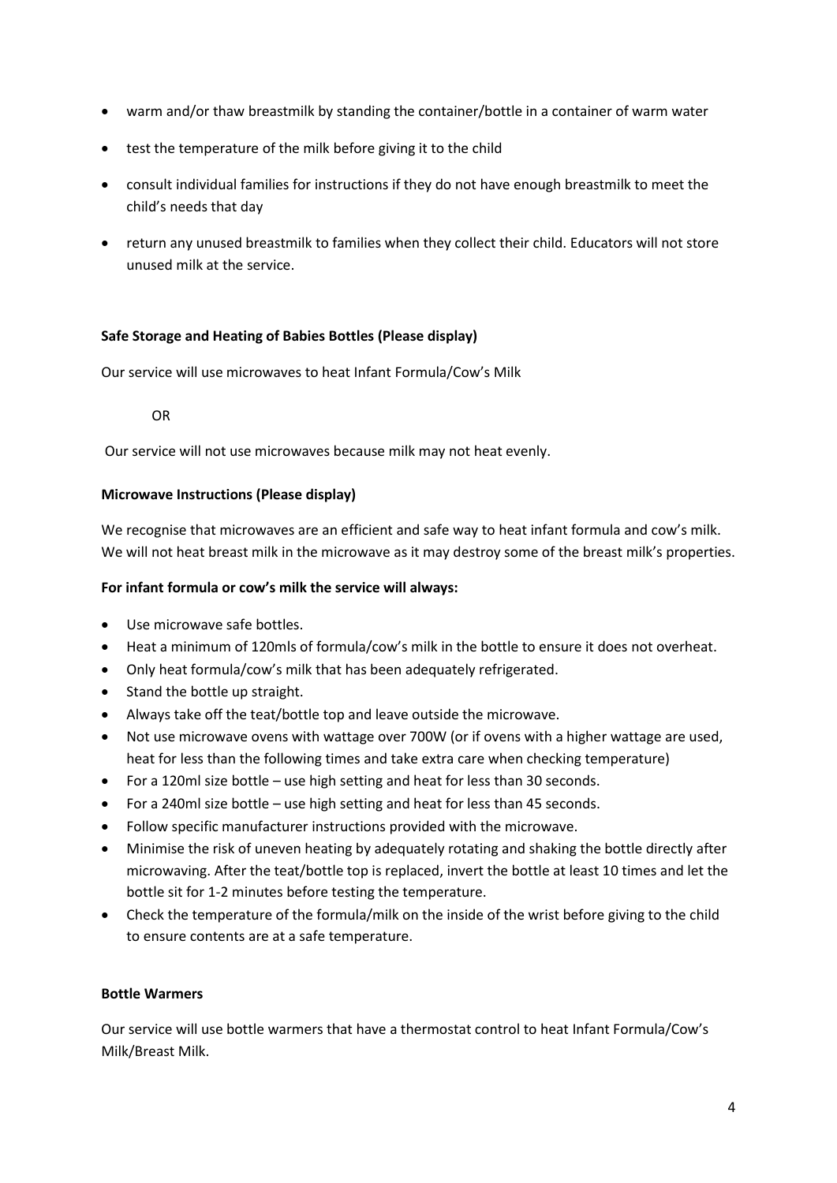- warm and/or thaw breastmilk by standing the container/bottle in a container of warm water
- test the temperature of the milk before giving it to the child
- consult individual families for instructions if they do not have enough breastmilk to meet the child's needs that day
- return any unused breastmilk to families when they collect their child. Educators will not store unused milk at the service.

**Safe Storage and Heating of Babies Bottles (Please display)**

Our service will use microwaves to heat Infant Formula/Cow's Milk

OR

Our service will not use microwaves because milk may not heat evenly.

**Microwave Instructions (Please display)**

We recognise that microwaves are an efficient and safe way to heat infant formula and cow's milk. We will not heat breast milk in the microwave as it may destroy some of the breast milk's properties.

**For infant formula or cow's milk the service will always:**

- Use microwave safe bottles.
- Heat a minimum of 120mls of formula/cow's milk in the bottle to ensure it does not overheat.
- Only heat formula/cow's milk that has been adequately refrigerated.
- Stand the bottle up straight.
- Always take off the teat/bottle top and leave outside the microwave.
- Not use microwave ovens with wattage over 700W (or if ovens with a higher wattage are used, heat for less than the following times and take extra care when checking temperature)
- For a 120ml size bottle – use high setting and heat for less than 30 seconds.
- For a 240ml size bottle – use high setting and heat for less than 45 seconds.
- Follow specific manufacturer instructions provided with the microwave.
- Minimise the risk of uneven heating by adequately rotating and shaking the bottle directly after microwaving. After the teat/bottle top is replaced, invert the bottle at least 10 times and let the bottle sit for 1-2 minutes before testing the temperature.
- Check the temperature of the formula/milk on the inside of the wrist before giving to the child to ensure contents are at a safe temperature.

**Bottle Warmers**

Our service will use bottle warmers that have a thermostat control to heat Infant Formula/Cow's Milk/Breast Milk.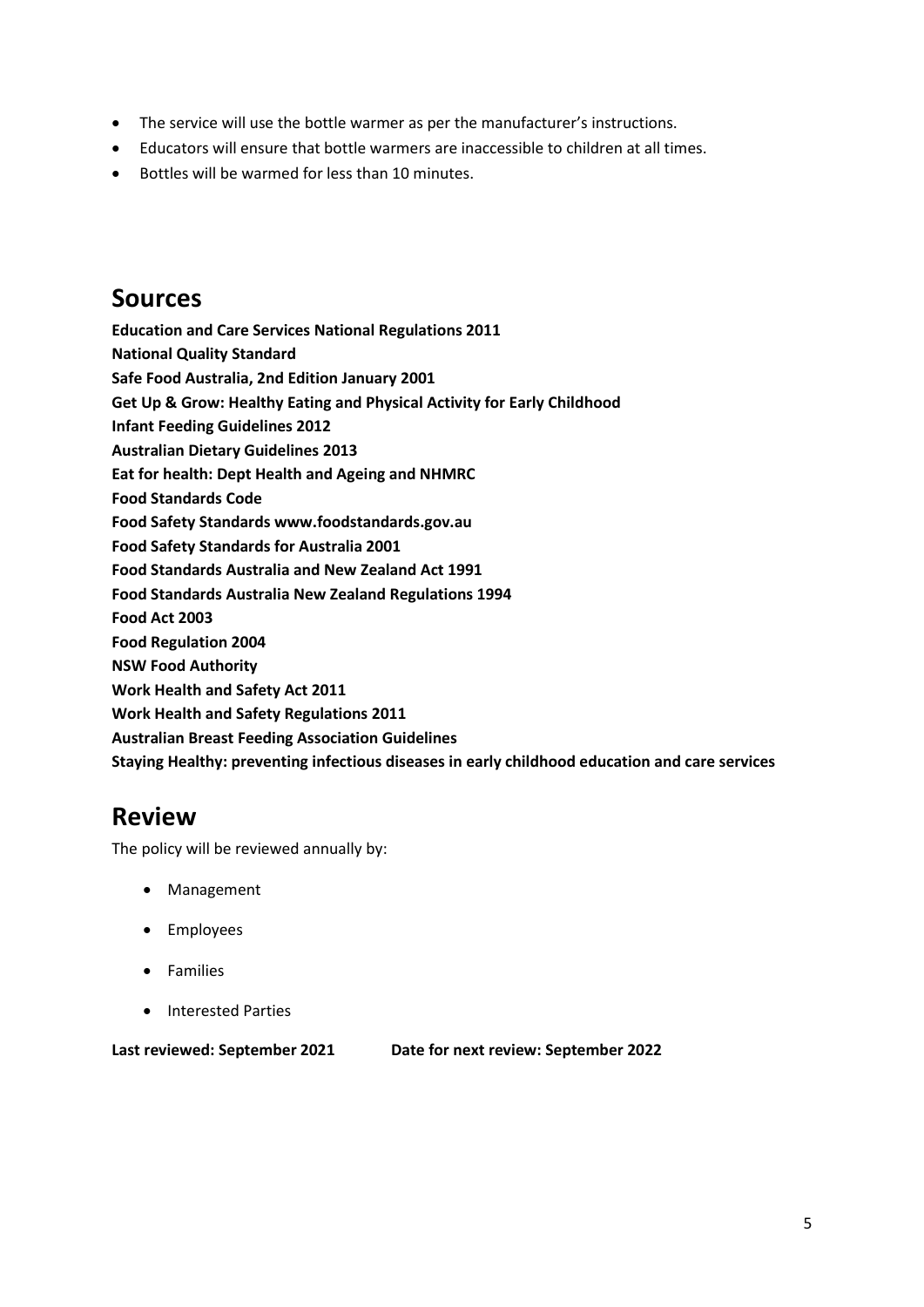- The service will use the bottle warmer as per the manufacturer's instructions.
- Educators will ensure that bottle warmers are inaccessible to children at all times.
- Bottles will be warmed for less than 10 minutes.

## Sources

**Education and Care Services National Regulations 2011**
**National Quality Standard**
**Safe Food Australia, 2nd Edition January 2001**
**Get Up & Grow: Healthy Eating and Physical Activity for Early Childhood**
**Infant Feeding Guidelines 2012**
**Australian Dietary Guidelines 2013**
**Eat for health: Dept Health and Ageing and NHMRC**
**Food Standards Code**
**Food Safety Standards www.foodstandards.gov.au**
**Food Safety Standards for Australia 2001**
**Food Standards Australia and New Zealand Act 1991**
**Food Standards Australia New Zealand Regulations 1994**
**Food Act 2003**
**Food Regulation 2004**
**NSW Food Authority**
**Work Health and Safety Act 2011**
**Work Health and Safety Regulations 2011**
**Australian Breast Feeding Association Guidelines**
**Staying Healthy: preventing infectious diseases in early childhood education and care services**

## Review

The policy will be reviewed annually by:

- Management
- Employees
- Families
- Interested Parties

**Last reviewed: September 2021** **Date for next review: September 2022**